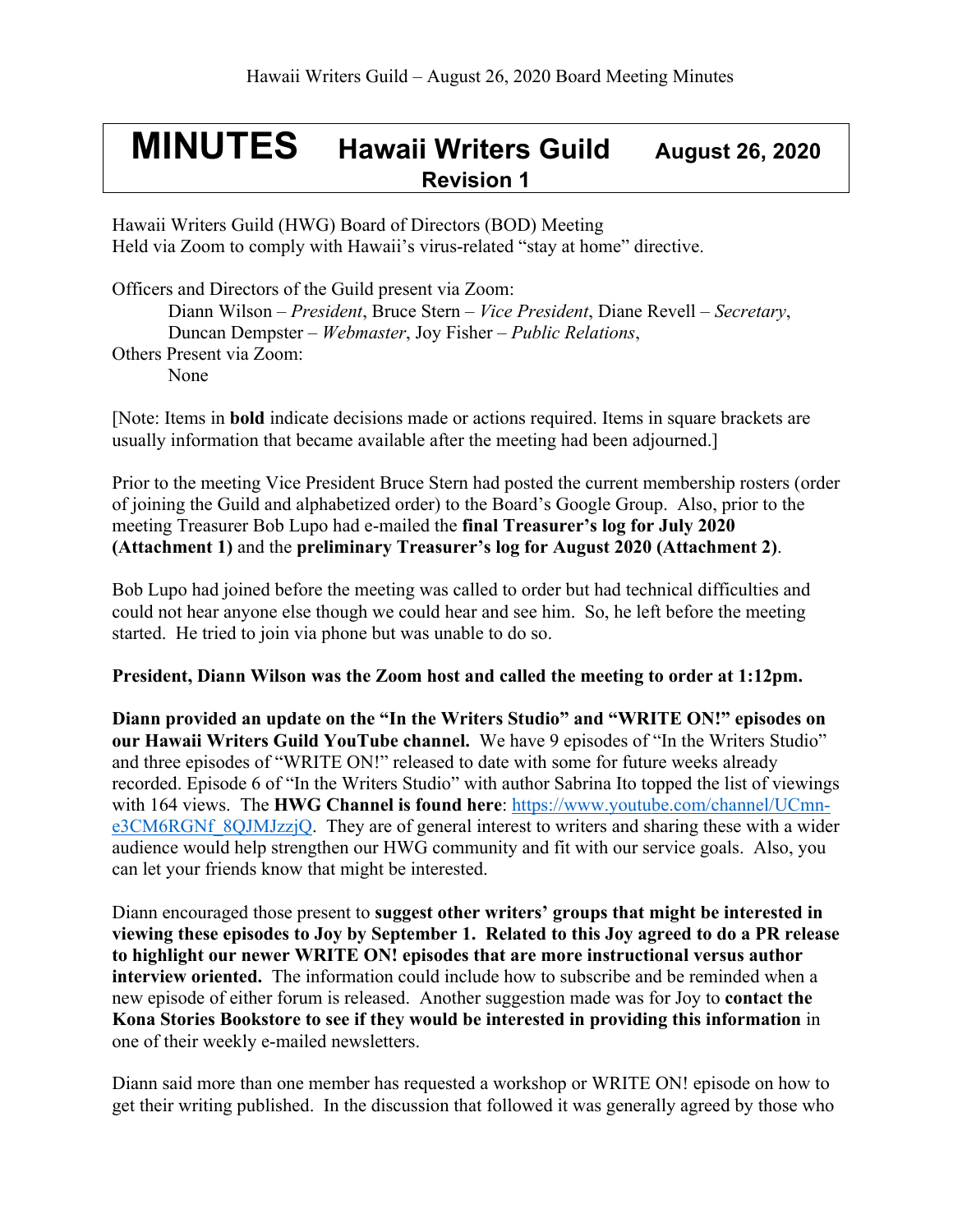# MINUTES Hawaii Writers Guild August 26, 2020
**Revision 1**

Hawaii Writers Guild (HWG) Board of Directors (BOD) Meeting
Held via Zoom to comply with Hawaii's virus-related "stay at home" directive.

Officers and Directors of the Guild present via Zoom:
Diann Wilson – *President*, Bruce Stern – *Vice President*, Diane Revell – *Secretary*, Duncan Dempster – *Webmaster*, Joy Fisher – *Public Relations*,
Others Present via Zoom:
None

[Note: Items in **bold** indicate decisions made or actions required. Items in square brackets are usually information that became available after the meeting had been adjourned.]

Prior to the meeting Vice President Bruce Stern had posted the current membership rosters (order of joining the Guild and alphabetized order) to the Board's Google Group. Also, prior to the meeting Treasurer Bob Lupo had e-mailed the **final Treasurer's log for July 2020 (Attachment 1)** and the **preliminary Treasurer's log for August 2020 (Attachment 2)**.

Bob Lupo had joined before the meeting was called to order but had technical difficulties and could not hear anyone else though we could hear and see him. So, he left before the meeting started. He tried to join via phone but was unable to do so.

**President, Diann Wilson was the Zoom host and called the meeting to order at 1:12pm.**

**Diann provided an update on the "In the Writers Studio" and "WRITE ON!" episodes on our Hawaii Writers Guild YouTube channel.** We have 9 episodes of "In the Writers Studio" and three episodes of "WRITE ON!" released to date with some for future weeks already recorded. Episode 6 of "In the Writers Studio" with author Sabrina Ito topped the list of viewings with 164 views. The **HWG Channel is found here**: https://www.youtube.com/channel/UCmn-e3CM6RGNf_8QJMJzzjQ. They are of general interest to writers and sharing these with a wider audience would help strengthen our HWG community and fit with our service goals. Also, you can let your friends know that might be interested.

Diann encouraged those present to **suggest other writers' groups that might be interested in viewing these episodes to Joy by September 1. Related to this Joy agreed to do a PR release to highlight our newer WRITE ON! episodes that are more instructional versus author interview oriented.** The information could include how to subscribe and be reminded when a new episode of either forum is released. Another suggestion made was for Joy to **contact the Kona Stories Bookstore to see if they would be interested in providing this information** in one of their weekly e-mailed newsletters.

Diann said more than one member has requested a workshop or WRITE ON! episode on how to get their writing published. In the discussion that followed it was generally agreed by those who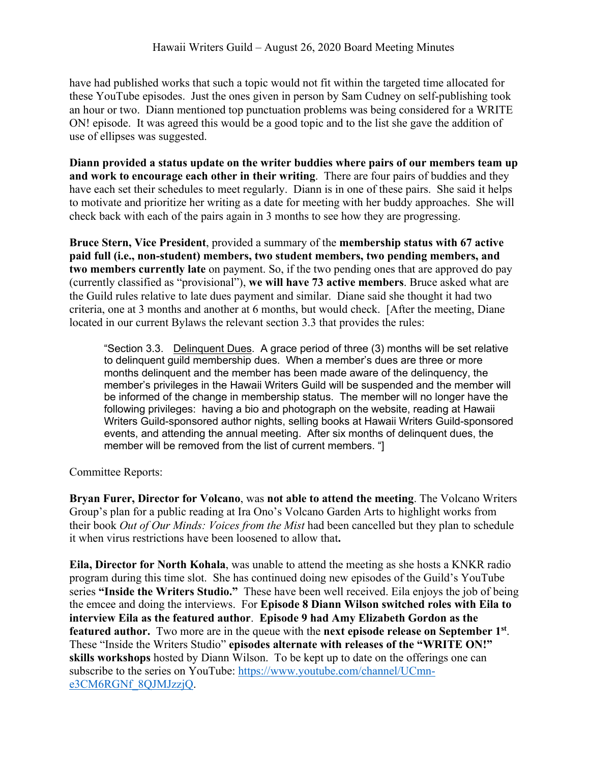have had published works that such a topic would not fit within the targeted time allocated for these YouTube episodes. Just the ones given in person by Sam Cudney on self-publishing took an hour or two. Diann mentioned top punctuation problems was being considered for a WRITE ON! episode. It was agreed this would be a good topic and to the list she gave the addition of use of ellipses was suggested.

**Diann provided a status update on the writer buddies where pairs of our members team up and work to encourage each other in their writing**. There are four pairs of buddies and they have each set their schedules to meet regularly. Diann is in one of these pairs. She said it helps to motivate and prioritize her writing as a date for meeting with her buddy approaches. She will check back with each of the pairs again in 3 months to see how they are progressing.

**Bruce Stern, Vice President**, provided a summary of the **membership status with 67 active paid full (i.e., non-student) members, two student members, two pending members, and two members currently late** on payment. So, if the two pending ones that are approved do pay (currently classified as "provisional"), **we will have 73 active members**. Bruce asked what are the Guild rules relative to late dues payment and similar. Diane said she thought it had two criteria, one at 3 months and another at 6 months, but would check. [After the meeting, Diane located in our current Bylaws the relevant section 3.3 that provides the rules:

> "Section 3.3. Delinquent Dues. A grace period of three (3) months will be set relative to delinquent guild membership dues. When a member's dues are three or more months delinquent and the member has been made aware of the delinquency, the member's privileges in the Hawaii Writers Guild will be suspended and the member will be informed of the change in membership status. The member will no longer have the following privileges: having a bio and photograph on the website, reading at Hawaii Writers Guild-sponsored author nights, selling books at Hawaii Writers Guild-sponsored events, and attending the annual meeting. After six months of delinquent dues, the member will be removed from the list of current members. "]

Committee Reports:

**Bryan Furer, Director for Volcano**, was **not able to attend the meeting**. The Volcano Writers Group's plan for a public reading at Ira Ono's Volcano Garden Arts to highlight works from their book *Out of Our Minds: Voices from the Mist* had been cancelled but they plan to schedule it when virus restrictions have been loosened to allow that**.**

**Eila, Director for North Kohala**, was unable to attend the meeting as she hosts a KNKR radio program during this time slot. She has continued doing new episodes of the Guild's YouTube series **"Inside the Writers Studio."** These have been well received. Eila enjoys the job of being the emcee and doing the interviews. For **Episode 8 Diann Wilson switched roles with Eila to interview Eila as the featured author**. **Episode 9 had Amy Elizabeth Gordon as the featured author.** Two more are in the queue with the **next episode release on September 1st**. These "Inside the Writers Studio" **episodes alternate with releases of the "WRITE ON!" skills workshops** hosted by Diann Wilson. To be kept up to date on the offerings one can subscribe to the series on YouTube: https://www.youtube.com/channel/UCmn-e3CM6RGNf_8QJMJzzjQ.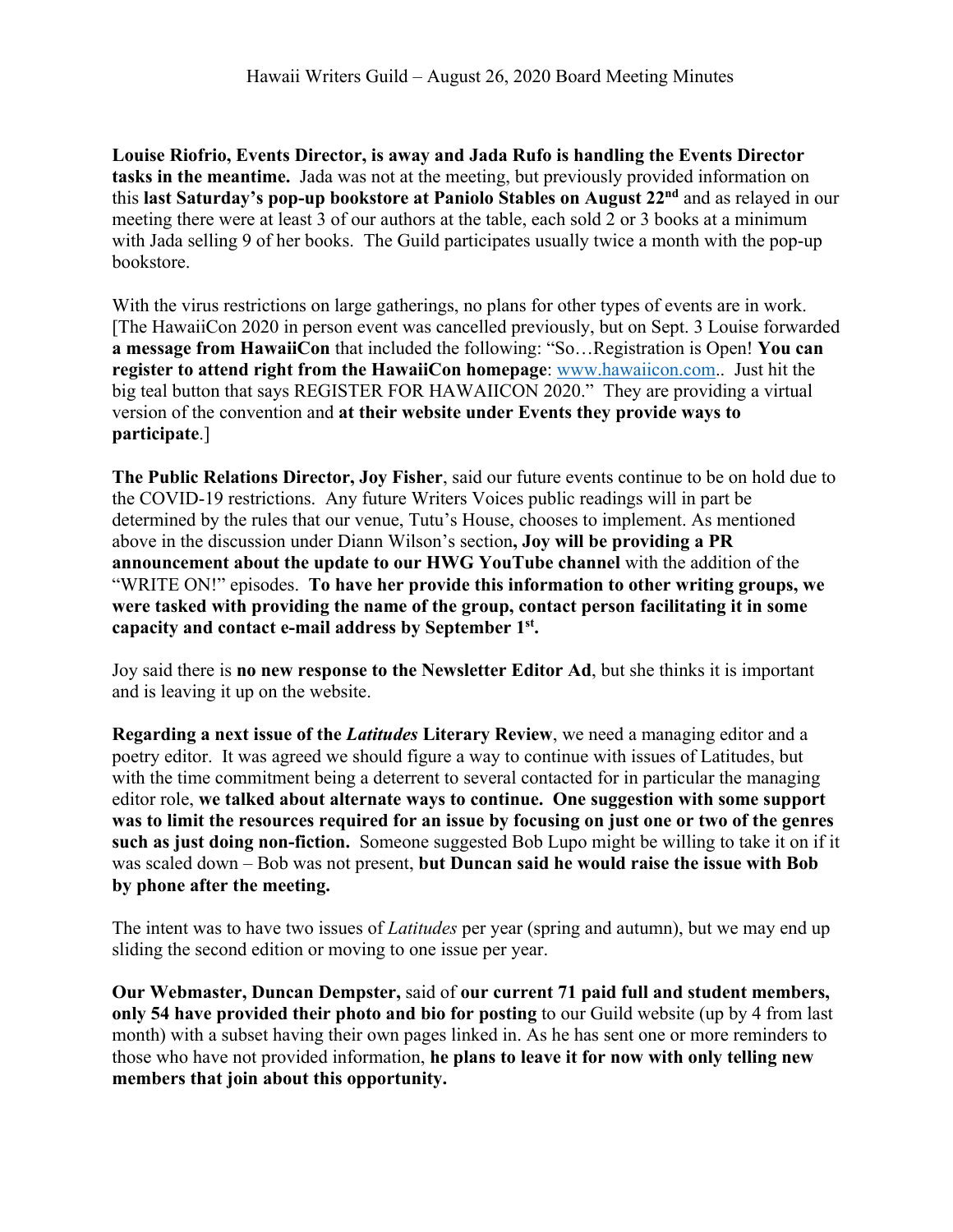**Louise Riofrio, Events Director, is away and Jada Rufo is handling the Events Director tasks in the meantime.** Jada was not at the meeting, but previously provided information on this **last Saturday's pop-up bookstore at Paniolo Stables on August 22nd** and as relayed in our meeting there were at least 3 of our authors at the table, each sold 2 or 3 books at a minimum with Jada selling 9 of her books. The Guild participates usually twice a month with the pop-up bookstore.

With the virus restrictions on large gatherings, no plans for other types of events are in work. [The HawaiiCon 2020 in person event was cancelled previously, but on Sept. 3 Louise forwarded **a message from HawaiiCon** that included the following: "So…Registration is Open! **You can register to attend right from the HawaiiCon homepage**: [www.hawaiicon.com](http://www.hawaiicon.com).. Just hit the big teal button that says REGISTER FOR HAWAIICON 2020." They are providing a virtual version of the convention and **at their website under Events they provide ways to participate**.]

**The Public Relations Director, Joy Fisher**, said our future events continue to be on hold due to the COVID-19 restrictions. Any future Writers Voices public readings will in part be determined by the rules that our venue, Tutu's House, chooses to implement. As mentioned above in the discussion under Diann Wilson's section**, Joy will be providing a PR announcement about the update to our HWG YouTube channel** with the addition of the "WRITE ON!" episodes. **To have her provide this information to other writing groups, we were tasked with providing the name of the group, contact person facilitating it in some capacity and contact e-mail address by September 1st.**

Joy said there is **no new response to the Newsletter Editor Ad**, but she thinks it is important and is leaving it up on the website.

**Regarding a next issue of the *Latitudes* Literary Review**, we need a managing editor and a poetry editor. It was agreed we should figure a way to continue with issues of Latitudes, but with the time commitment being a deterrent to several contacted for in particular the managing editor role, **we talked about alternate ways to continue. One suggestion with some support was to limit the resources required for an issue by focusing on just one or two of the genres such as just doing non-fiction.** Someone suggested Bob Lupo might be willing to take it on if it was scaled down – Bob was not present, **but Duncan said he would raise the issue with Bob by phone after the meeting.**

The intent was to have two issues of *Latitudes* per year (spring and autumn), but we may end up sliding the second edition or moving to one issue per year.

**Our Webmaster, Duncan Dempster,** said of **our current 71 paid full and student members, only 54 have provided their photo and bio for posting** to our Guild website (up by 4 from last month) with a subset having their own pages linked in. As he has sent one or more reminders to those who have not provided information, **he plans to leave it for now with only telling new members that join about this opportunity.**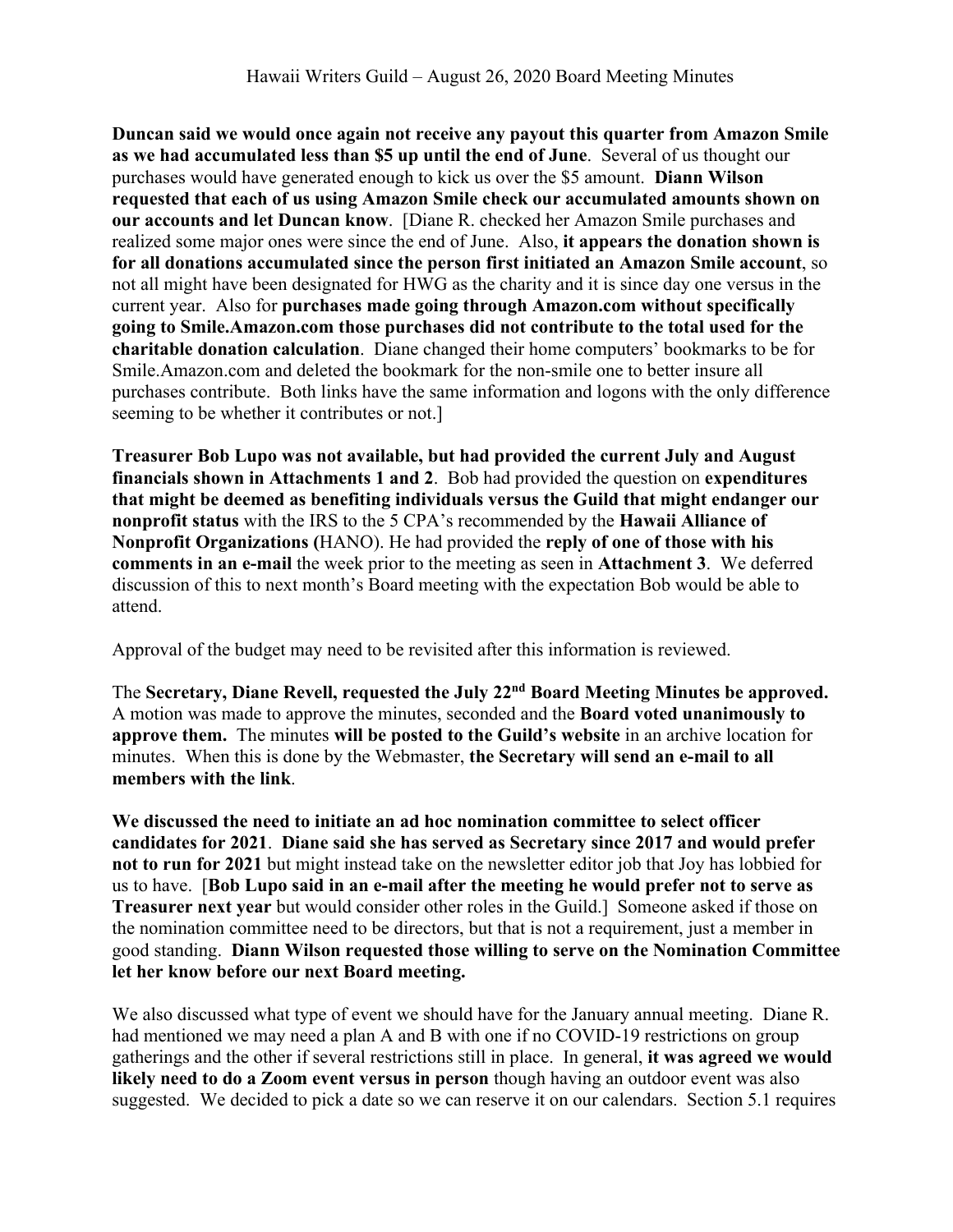**Duncan said we would once again not receive any payout this quarter from Amazon Smile as we had accumulated less than $5 up until the end of June**. Several of us thought our purchases would have generated enough to kick us over the $5 amount. **Diann Wilson requested that each of us using Amazon Smile check our accumulated amounts shown on our accounts and let Duncan know**. [Diane R. checked her Amazon Smile purchases and realized some major ones were since the end of June. Also, **it appears the donation shown is for all donations accumulated since the person first initiated an Amazon Smile account**, so not all might have been designated for HWG as the charity and it is since day one versus in the current year. Also for **purchases made going through Amazon.com without specifically going to Smile.Amazon.com those purchases did not contribute to the total used for the charitable donation calculation**. Diane changed their home computers' bookmarks to be for Smile.Amazon.com and deleted the bookmark for the non-smile one to better insure all purchases contribute. Both links have the same information and logons with the only difference seeming to be whether it contributes or not.]

**Treasurer Bob Lupo was not available, but had provided the current July and August financials shown in Attachments 1 and 2**. Bob had provided the question on **expenditures that might be deemed as benefiting individuals versus the Guild that might endanger our nonprofit status** with the IRS to the 5 CPA's recommended by the **Hawaii Alliance of Nonprofit Organizations (**HANO). He had provided the **reply of one of those with his comments in an e-mail** the week prior to the meeting as seen in **Attachment 3**. We deferred discussion of this to next month's Board meeting with the expectation Bob would be able to attend.

Approval of the budget may need to be revisited after this information is reviewed.

The **Secretary, Diane Revell, requested the July 22nd Board Meeting Minutes be approved.** A motion was made to approve the minutes, seconded and the **Board voted unanimously to approve them.** The minutes **will be posted to the Guild's website** in an archive location for minutes. When this is done by the Webmaster, **the Secretary will send an e-mail to all members with the link**.

**We discussed the need to initiate an ad hoc nomination committee to select officer candidates for 2021**. **Diane said she has served as Secretary since 2017 and would prefer not to run for 2021** but might instead take on the newsletter editor job that Joy has lobbied for us to have. [**Bob Lupo said in an e-mail after the meeting he would prefer not to serve as Treasurer next year** but would consider other roles in the Guild.] Someone asked if those on the nomination committee need to be directors, but that is not a requirement, just a member in good standing. **Diann Wilson requested those willing to serve on the Nomination Committee let her know before our next Board meeting.**

We also discussed what type of event we should have for the January annual meeting. Diane R. had mentioned we may need a plan A and B with one if no COVID-19 restrictions on group gatherings and the other if several restrictions still in place. In general, **it was agreed we would likely need to do a Zoom event versus in person** though having an outdoor event was also suggested. We decided to pick a date so we can reserve it on our calendars. Section 5.1 requires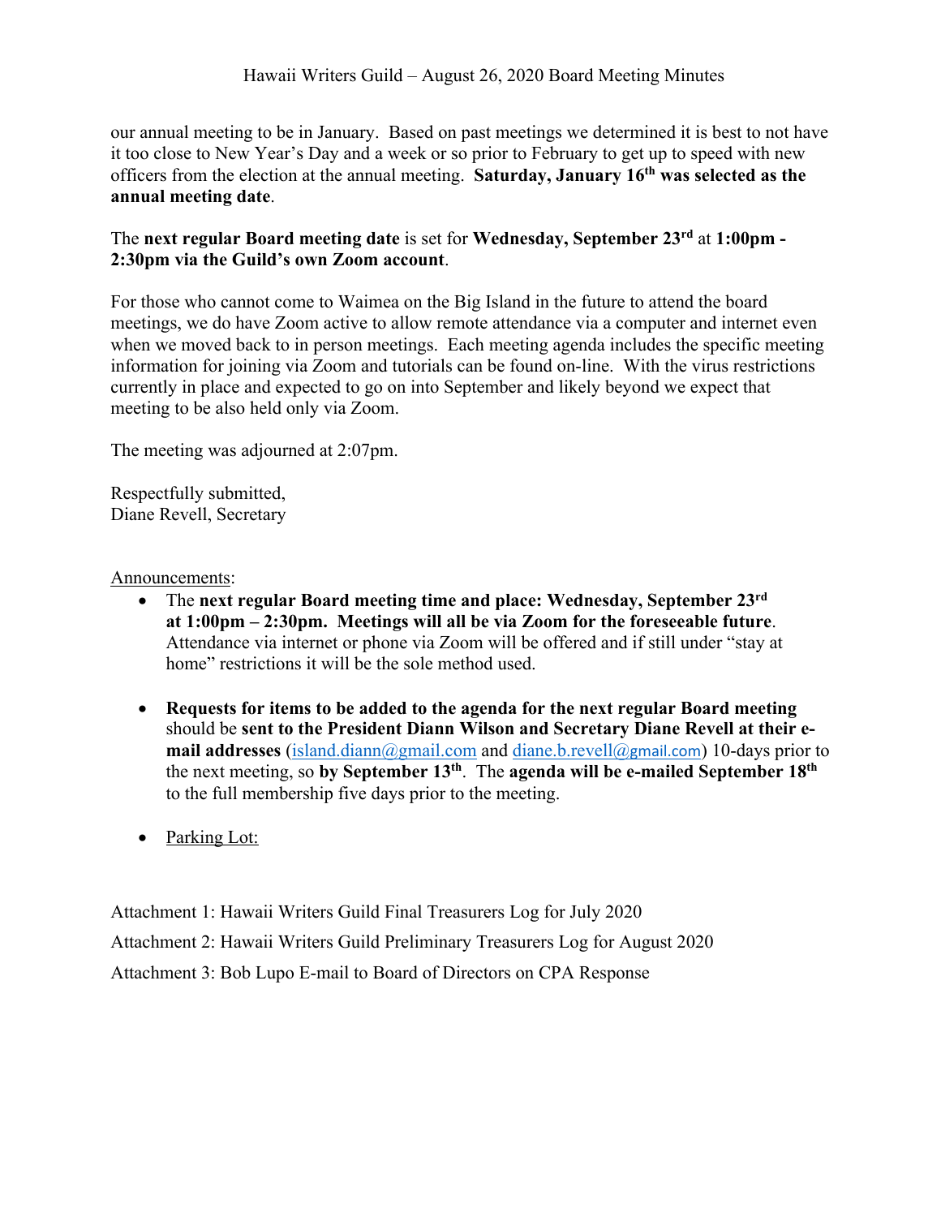our annual meeting to be in January. Based on past meetings we determined it is best to not have it too close to New Year's Day and a week or so prior to February to get up to speed with new officers from the election at the annual meeting. **Saturday, January 16th was selected as the annual meeting date**.

The **next regular Board meeting date** is set for **Wednesday, September 23rd** at **1:00pm - 2:30pm via the Guild's own Zoom account**.

For those who cannot come to Waimea on the Big Island in the future to attend the board meetings, we do have Zoom active to allow remote attendance via a computer and internet even when we moved back to in person meetings. Each meeting agenda includes the specific meeting information for joining via Zoom and tutorials can be found on-line. With the virus restrictions currently in place and expected to go on into September and likely beyond we expect that meeting to be also held only via Zoom.

The meeting was adjourned at 2:07pm.

Respectfully submitted,
Diane Revell, Secretary

Announcements:

- The **next regular Board meeting time and place: Wednesday, September 23rd at 1:00pm – 2:30pm. Meetings will all be via Zoom for the foreseeable future**. Attendance via internet or phone via Zoom will be offered and if still under "stay at home" restrictions it will be the sole method used.

- **Requests for items to be added to the agenda for the next regular Board meeting** should be **sent to the President Diann Wilson and Secretary Diane Revell at their e-mail addresses** (island.diann@gmail.com and diane.b.revell@gmail.com) 10-days prior to the next meeting, so **by September 13th**. The **agenda will be e-mailed September 18th** to the full membership five days prior to the meeting.

- Parking Lot:

Attachment 1: Hawaii Writers Guild Final Treasurers Log for July 2020

Attachment 2: Hawaii Writers Guild Preliminary Treasurers Log for August 2020

Attachment 3: Bob Lupo E-mail to Board of Directors on CPA Response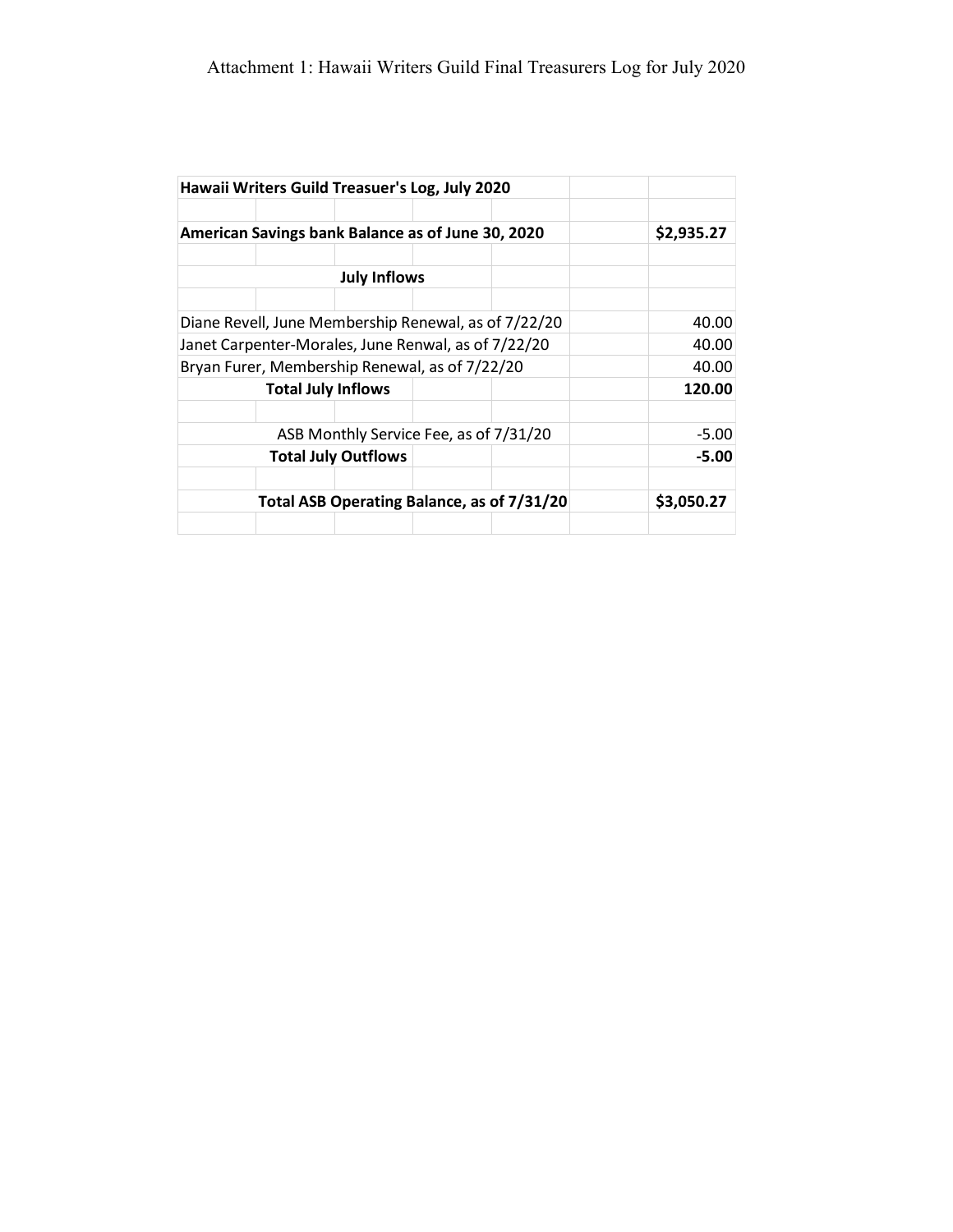Attachment 1: Hawaii Writers Guild Final Treasurers Log for July 2020

| Hawaii Writers Guild Treasuer's Log, July 2020 | |
|---|---|
| | |
| **American Savings bank Balance as of June 30, 2020** | **$2,935.27** |
| | |
| **July Inflows** | |
| | |
| Diane Revell, June Membership Renewal, as of 7/22/20 | 40.00 |
| Janet Carpenter-Morales, June Renwal, as of 7/22/20 | 40.00 |
| Bryan Furer, Membership Renewal, as of 7/22/20 | 40.00 |
| **Total July Inflows** | **120.00** |
| | |
| ASB Monthly Service Fee, as of 7/31/20 | -5.00 |
| **Total July Outflows** | **-5.00** |
| | |
| **Total ASB Operating Balance, as of 7/31/20** | **$3,050.27** |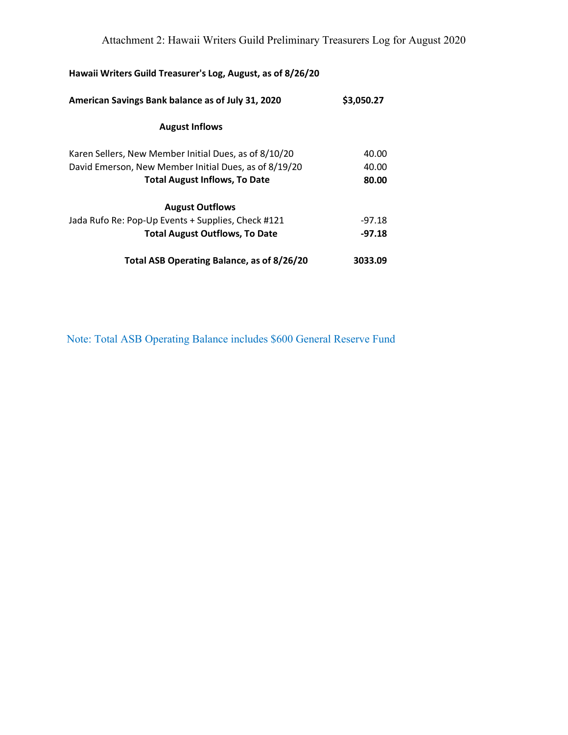Attachment 2: Hawaii Writers Guild Preliminary Treasurers Log for August 2020

**Hawaii Writers Guild Treasurer's Log, August, as of 8/26/20**

| | |
|---|---|
| **American Savings Bank balance as of July 31, 2020** | **$3,050.27** |
| **August Inflows** | |
| Karen Sellers, New Member Initial Dues, as of 8/10/20 | 40.00 |
| David Emerson, New Member Initial Dues, as of 8/19/20 | 40.00 |
| **Total August Inflows, To Date** | **80.00** |
| **August Outflows** | |
| Jada Rufo Re: Pop-Up Events + Supplies, Check #121 | -97.18 |
| **Total August Outflows, To Date** | **-97.18** |
| **Total ASB Operating Balance, as of 8/26/20** | **3033.09** |

Note: Total ASB Operating Balance includes $600 General Reserve Fund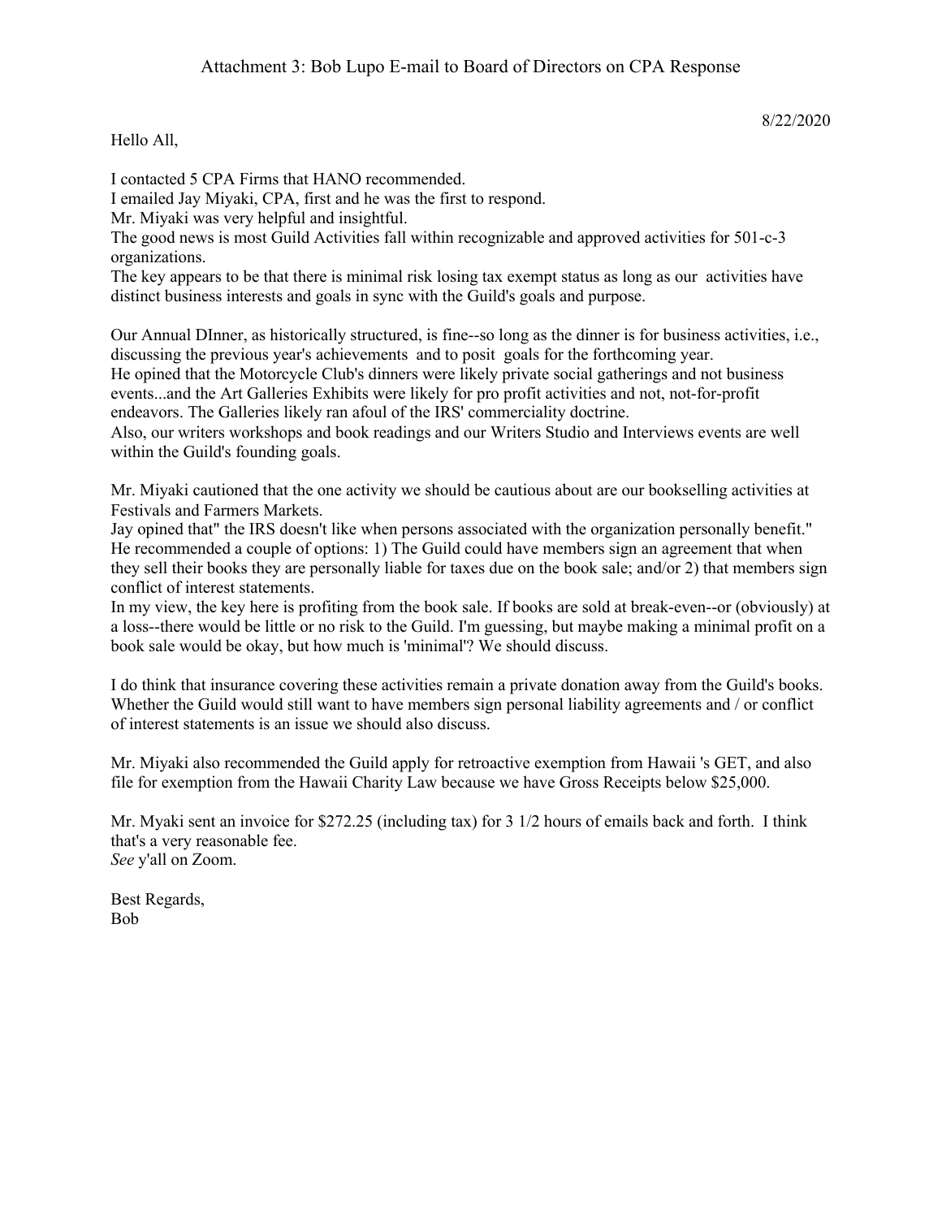Attachment 3: Bob Lupo E-mail to Board of Directors on CPA Response

8/22/2020

Hello All,

I contacted 5 CPA Firms that HANO recommended.
I emailed Jay Miyaki, CPA, first and he was the first to respond.
Mr. Miyaki was very helpful and insightful.
The good news is most Guild Activities fall within recognizable and approved activities for 501-c-3 organizations.
The key appears to be that there is minimal risk losing tax exempt status as long as our activities have distinct business interests and goals in sync with the Guild's goals and purpose.

Our Annual DInner, as historically structured, is fine--so long as the dinner is for business activities, i.e., discussing the previous year's achievements and to posit goals for the forthcoming year.
He opined that the Motorcycle Club's dinners were likely private social gatherings and not business events...and the Art Galleries Exhibits were likely for pro profit activities and not, not-for-profit endeavors. The Galleries likely ran afoul of the IRS' commerciality doctrine.
Also, our writers workshops and book readings and our Writers Studio and Interviews events are well within the Guild's founding goals.

Mr. Miyaki cautioned that the one activity we should be cautious about are our bookselling activities at Festivals and Farmers Markets.
Jay opined that" the IRS doesn't like when persons associated with the organization personally benefit." He recommended a couple of options: 1) The Guild could have members sign an agreement that when they sell their books they are personally liable for taxes due on the book sale; and/or 2) that members sign conflict of interest statements.
In my view, the key here is profiting from the book sale. If books are sold at break-even--or (obviously) at a loss--there would be little or no risk to the Guild. I'm guessing, but maybe making a minimal profit on a book sale would be okay, but how much is 'minimal'? We should discuss.

I do think that insurance covering these activities remain a private donation away from the Guild's books. Whether the Guild would still want to have members sign personal liability agreements and / or conflict of interest statements is an issue we should also discuss.

Mr. Miyaki also recommended the Guild apply for retroactive exemption from Hawaii 's GET, and also file for exemption from the Hawaii Charity Law because we have Gross Receipts below $25,000.

Mr. Myaki sent an invoice for $272.25 (including tax) for 3 1/2 hours of emails back and forth. I think that's a very reasonable fee.
*See* y'all on Zoom.

Best Regards,
Bob